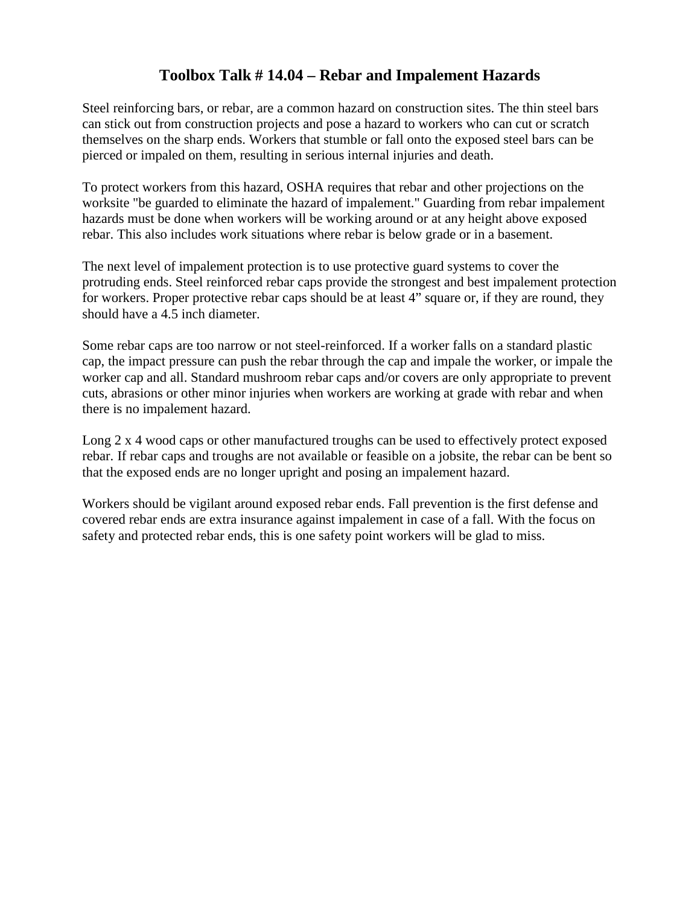# Toolbox Talk # 14.04 – Rebar and Impalement Hazards

Steel reinforcing bars, or rebar, are a common hazard on construction sites. The thin steel bars can stick out from construction projects and pose a hazard to workers who can cut or scratch themselves on the sharp ends. Workers that stumble or fall onto the exposed steel bars can be pierced or impaled on them, resulting in serious internal injuries and death.

To protect workers from this hazard, OSHA requires that rebar and other projections on the worksite "be guarded to eliminate the hazard of impalement." Guarding from rebar impalement hazards must be done when workers will be working around or at any height above exposed rebar. This also includes work situations where rebar is below grade or in a basement.

The next level of impalement protection is to use protective guard systems to cover the protruding ends. Steel reinforced rebar caps provide the strongest and best impalement protection for workers. Proper protective rebar caps should be at least 4" square or, if they are round, they should have a 4.5 inch diameter.

Some rebar caps are too narrow or not steel-reinforced. If a worker falls on a standard plastic cap, the impact pressure can push the rebar through the cap and impale the worker, or impale the worker cap and all. Standard mushroom rebar caps and/or covers are only appropriate to prevent cuts, abrasions or other minor injuries when workers are working at grade with rebar and when there is no impalement hazard.

Long 2 x 4 wood caps or other manufactured troughs can be used to effectively protect exposed rebar. If rebar caps and troughs are not available or feasible on a jobsite, the rebar can be bent so that the exposed ends are no longer upright and posing an impalement hazard.

Workers should be vigilant around exposed rebar ends. Fall prevention is the first defense and covered rebar ends are extra insurance against impalement in case of a fall. With the focus on safety and protected rebar ends, this is one safety point workers will be glad to miss.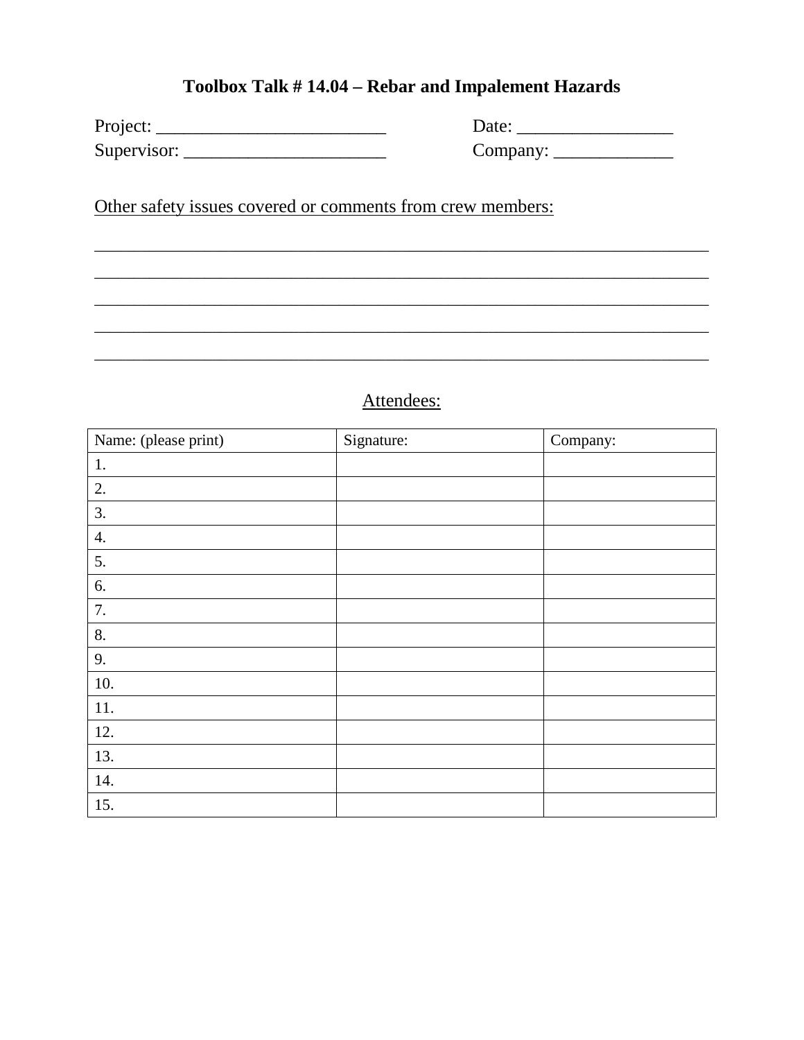## Toolbox Talk # 14.04 – Rebar and Impalement Hazards

Project: _________________________ Date: _________________

Supervisor: ______________________ Company: _____________

Other safety issues covered or comments from crew members:

___________________________________________________________________________

___________________________________________________________________________

___________________________________________________________________________

___________________________________________________________________________

___________________________________________________________________________

Attendees:

| Name: (please print) | Signature: | Company: |
|---|---|---|
| 1. | | |
| 2. | | |
| 3. | | |
| 4. | | |
| 5. | | |
| 6. | | |
| 7. | | |
| 8. | | |
| 9. | | |
| 10. | | |
| 11. | | |
| 12. | | |
| 13. | | |
| 14. | | |
| 15. | | |